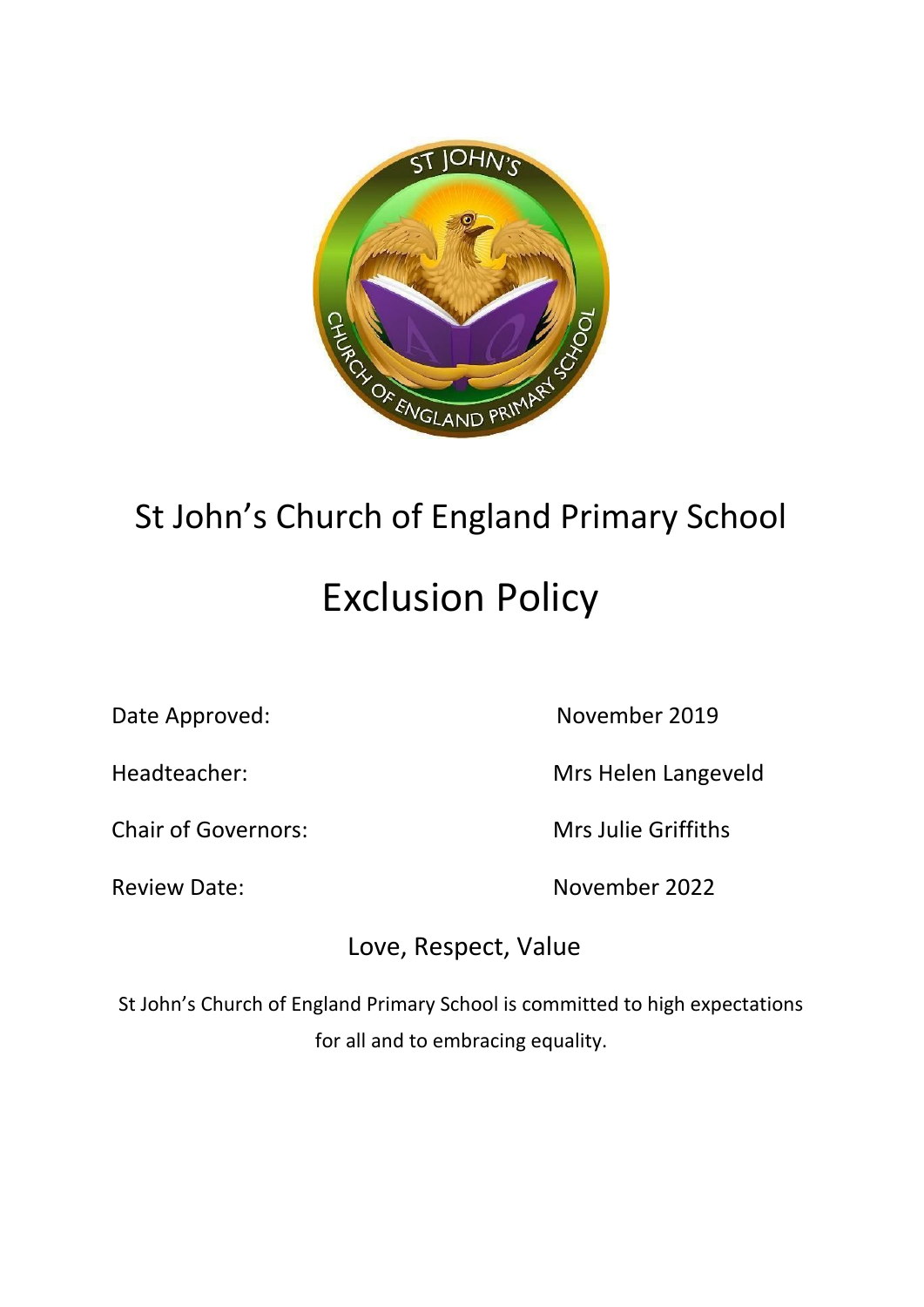# St John's Church of England Primary School

# Exclusion Policy

| | |
|---|---|
| Date Approved: | November 2019 |
| Headteacher: | Mrs Helen Langeveld |
| Chair of Governors: | Mrs Julie Griffiths |
| Review Date: | November 2022 |

Love, Respect, Value

St John's Church of England Primary School is committed to high expectations for all and to embracing equality.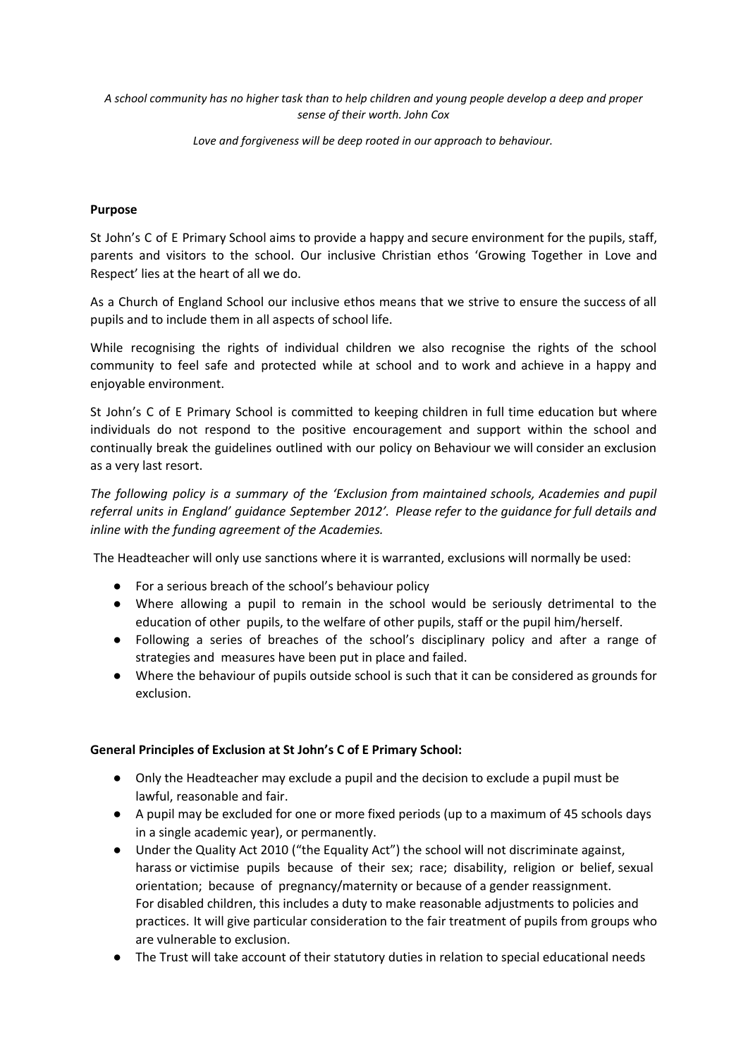*A school community has no higher task than to help children and young people develop a deep and proper sense of their worth. John Cox*

*Love and forgiveness will be deep rooted in our approach to behaviour.*

**Purpose**

St John's C of E Primary School aims to provide a happy and secure environment for the pupils, staff, parents and visitors to the school. Our inclusive Christian ethos 'Growing Together in Love and Respect' lies at the heart of all we do.

As a Church of England School our inclusive ethos means that we strive to ensure the success of all pupils and to include them in all aspects of school life.

While recognising the rights of individual children we also recognise the rights of the school community to feel safe and protected while at school and to work and achieve in a happy and enjoyable environment.

St John's C of E Primary School is committed to keeping children in full time education but where individuals do not respond to the positive encouragement and support within the school and continually break the guidelines outlined with our policy on Behaviour we will consider an exclusion as a very last resort.

*The following policy is a summary of the 'Exclusion from maintained schools, Academies and pupil referral units in England' guidance September 2012'. Please refer to the guidance for full details and inline with the funding agreement of the Academies.*

The Headteacher will only use sanctions where it is warranted, exclusions will normally be used:

- For a serious breach of the school's behaviour policy
- Where allowing a pupil to remain in the school would be seriously detrimental to the education of other pupils, to the welfare of other pupils, staff or the pupil him/herself.
- Following a series of breaches of the school's disciplinary policy and after a range of strategies and measures have been put in place and failed.
- Where the behaviour of pupils outside school is such that it can be considered as grounds for exclusion.

**General Principles of Exclusion at St John's C of E Primary School:**

- Only the Headteacher may exclude a pupil and the decision to exclude a pupil must be lawful, reasonable and fair.
- A pupil may be excluded for one or more fixed periods (up to a maximum of 45 schools days in a single academic year), or permanently.
- Under the Quality Act 2010 ("the Equality Act") the school will not discriminate against, harass or victimise pupils because of their sex; race; disability, religion or belief, sexual orientation; because of pregnancy/maternity or because of a gender reassignment. For disabled children, this includes a duty to make reasonable adjustments to policies and practices. It will give particular consideration to the fair treatment of pupils from groups who are vulnerable to exclusion.
- The Trust will take account of their statutory duties in relation to special educational needs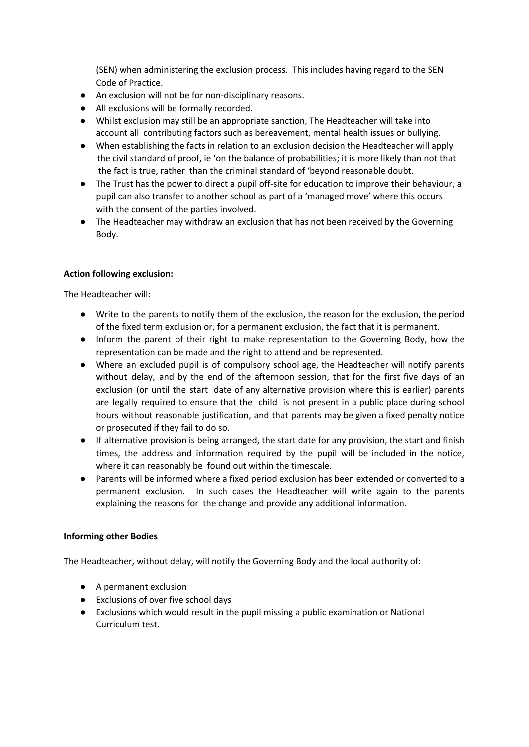(SEN) when administering the exclusion process. This includes having regard to the SEN Code of Practice.

- An exclusion will not be for non-disciplinary reasons.
- All exclusions will be formally recorded.
- Whilst exclusion may still be an appropriate sanction, The Headteacher will take into account all contributing factors such as bereavement, mental health issues or bullying.
- When establishing the facts in relation to an exclusion decision the Headteacher will apply the civil standard of proof, ie 'on the balance of probabilities; it is more likely than not that the fact is true, rather than the criminal standard of 'beyond reasonable doubt.
- The Trust has the power to direct a pupil off-site for education to improve their behaviour, a pupil can also transfer to another school as part of a 'managed move' where this occurs with the consent of the parties involved.
- The Headteacher may withdraw an exclusion that has not been received by the Governing Body.

**Action following exclusion:**

The Headteacher will:

- Write to the parents to notify them of the exclusion, the reason for the exclusion, the period of the fixed term exclusion or, for a permanent exclusion, the fact that it is permanent.
- Inform the parent of their right to make representation to the Governing Body, how the representation can be made and the right to attend and be represented.
- Where an excluded pupil is of compulsory school age, the Headteacher will notify parents without delay, and by the end of the afternoon session, that for the first five days of an exclusion (or until the start date of any alternative provision where this is earlier) parents are legally required to ensure that the child is not present in a public place during school hours without reasonable justification, and that parents may be given a fixed penalty notice or prosecuted if they fail to do so.
- If alternative provision is being arranged, the start date for any provision, the start and finish times, the address and information required by the pupil will be included in the notice, where it can reasonably be found out within the timescale.
- Parents will be informed where a fixed period exclusion has been extended or converted to a permanent exclusion. In such cases the Headteacher will write again to the parents explaining the reasons for the change and provide any additional information.

**Informing other Bodies**

The Headteacher, without delay, will notify the Governing Body and the local authority of:

- A permanent exclusion
- Exclusions of over five school days
- Exclusions which would result in the pupil missing a public examination or National Curriculum test.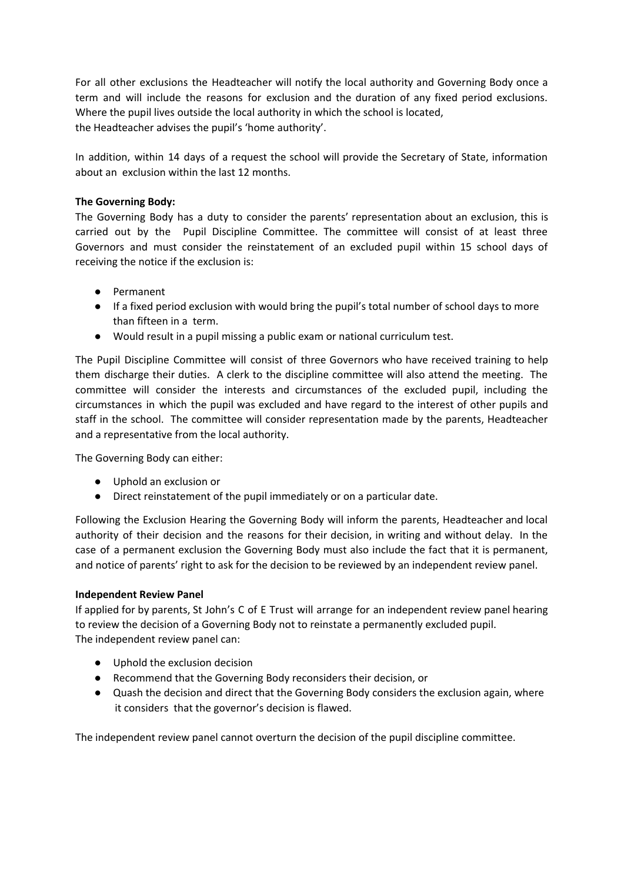For all other exclusions the Headteacher will notify the local authority and Governing Body once a term and will include the reasons for exclusion and the duration of any fixed period exclusions. Where the pupil lives outside the local authority in which the school is located,
the Headteacher advises the pupil's 'home authority'.

In addition, within 14 days of a request the school will provide the Secretary of State, information about an exclusion within the last 12 months.

**The Governing Body:**
The Governing Body has a duty to consider the parents' representation about an exclusion, this is carried out by the Pupil Discipline Committee. The committee will consist of at least three Governors and must consider the reinstatement of an excluded pupil within 15 school days of receiving the notice if the exclusion is:

- Permanent
- If a fixed period exclusion with would bring the pupil's total number of school days to more than fifteen in a term.
- Would result in a pupil missing a public exam or national curriculum test.

The Pupil Discipline Committee will consist of three Governors who have received training to help them discharge their duties. A clerk to the discipline committee will also attend the meeting. The committee will consider the interests and circumstances of the excluded pupil, including the circumstances in which the pupil was excluded and have regard to the interest of other pupils and staff in the school. The committee will consider representation made by the parents, Headteacher and a representative from the local authority.

The Governing Body can either:

- Uphold an exclusion or
- Direct reinstatement of the pupil immediately or on a particular date.

Following the Exclusion Hearing the Governing Body will inform the parents, Headteacher and local authority of their decision and the reasons for their decision, in writing and without delay. In the case of a permanent exclusion the Governing Body must also include the fact that it is permanent, and notice of parents' right to ask for the decision to be reviewed by an independent review panel.

**Independent Review Panel**
If applied for by parents, St John's C of E Trust will arrange for an independent review panel hearing to review the decision of a Governing Body not to reinstate a permanently excluded pupil.
The independent review panel can:

- Uphold the exclusion decision
- Recommend that the Governing Body reconsiders their decision, or
- Quash the decision and direct that the Governing Body considers the exclusion again, where it considers that the governor's decision is flawed.

The independent review panel cannot overturn the decision of the pupil discipline committee.